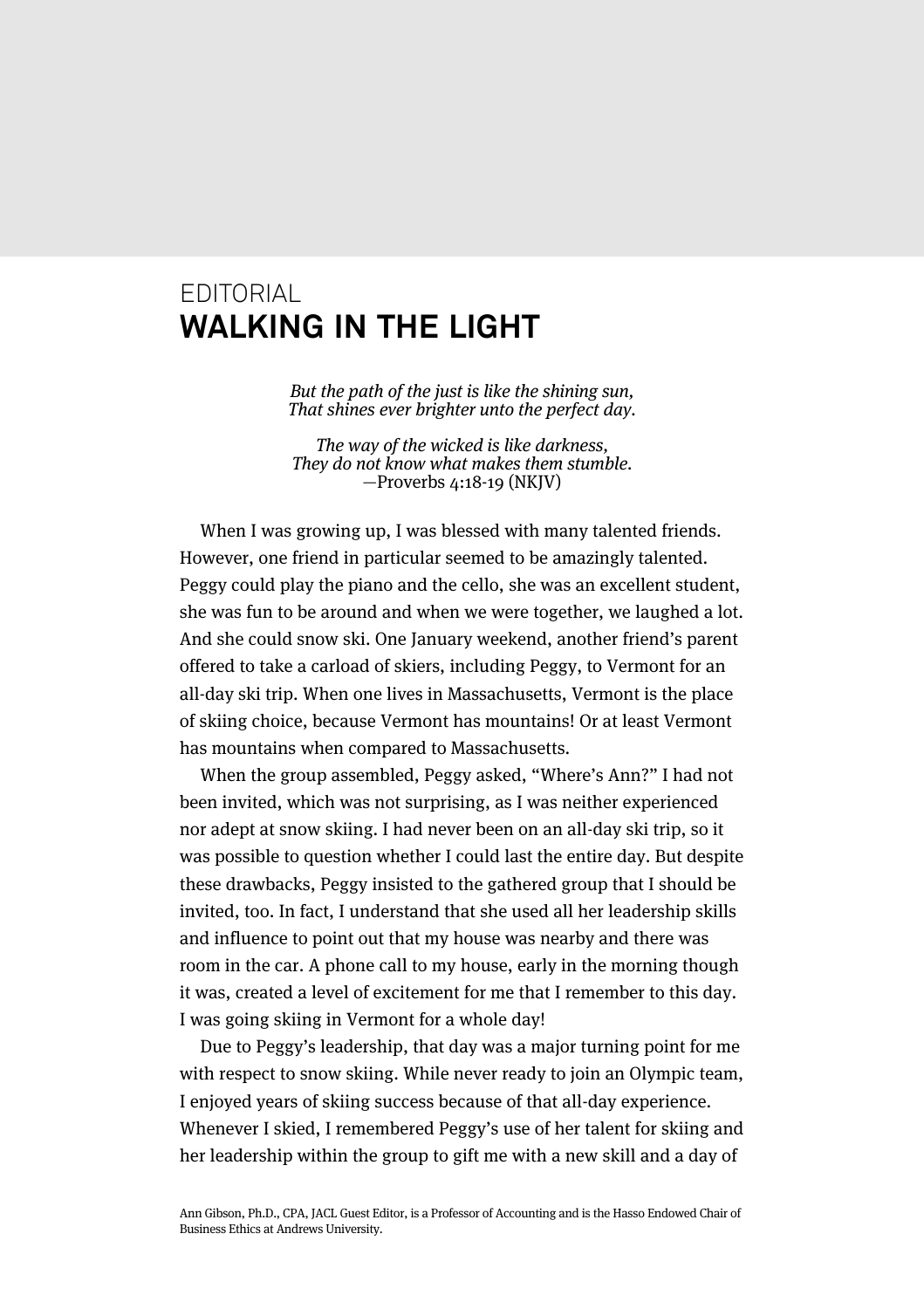EDITORIAL

# WALKING IN THE LIGHT

*But the path of the just is like the shining sun,*
*That shines ever brighter unto the perfect day.*

*The way of the wicked is like darkness,*
*They do not know what makes them stumble.*
—Proverbs 4:18-19 (NKJV)

When I was growing up, I was blessed with many talented friends. However, one friend in particular seemed to be amazingly talented. Peggy could play the piano and the cello, she was an excellent student, she was fun to be around and when we were together, we laughed a lot. And she could snow ski. One January weekend, another friend's parent offered to take a carload of skiers, including Peggy, to Vermont for an all-day ski trip. When one lives in Massachusetts, Vermont is the place of skiing choice, because Vermont has mountains! Or at least Vermont has mountains when compared to Massachusetts.

When the group assembled, Peggy asked, "Where's Ann?" I had not been invited, which was not surprising, as I was neither experienced nor adept at snow skiing. I had never been on an all-day ski trip, so it was possible to question whether I could last the entire day. But despite these drawbacks, Peggy insisted to the gathered group that I should be invited, too. In fact, I understand that she used all her leadership skills and influence to point out that my house was nearby and there was room in the car. A phone call to my house, early in the morning though it was, created a level of excitement for me that I remember to this day. I was going skiing in Vermont for a whole day!

Due to Peggy's leadership, that day was a major turning point for me with respect to snow skiing. While never ready to join an Olympic team, I enjoyed years of skiing success because of that all-day experience. Whenever I skied, I remembered Peggy's use of her talent for skiing and her leadership within the group to gift me with a new skill and a day of

Ann Gibson, Ph.D., CPA, JACL Guest Editor, is a Professor of Accounting and is the Hasso Endowed Chair of Business Ethics at Andrews University.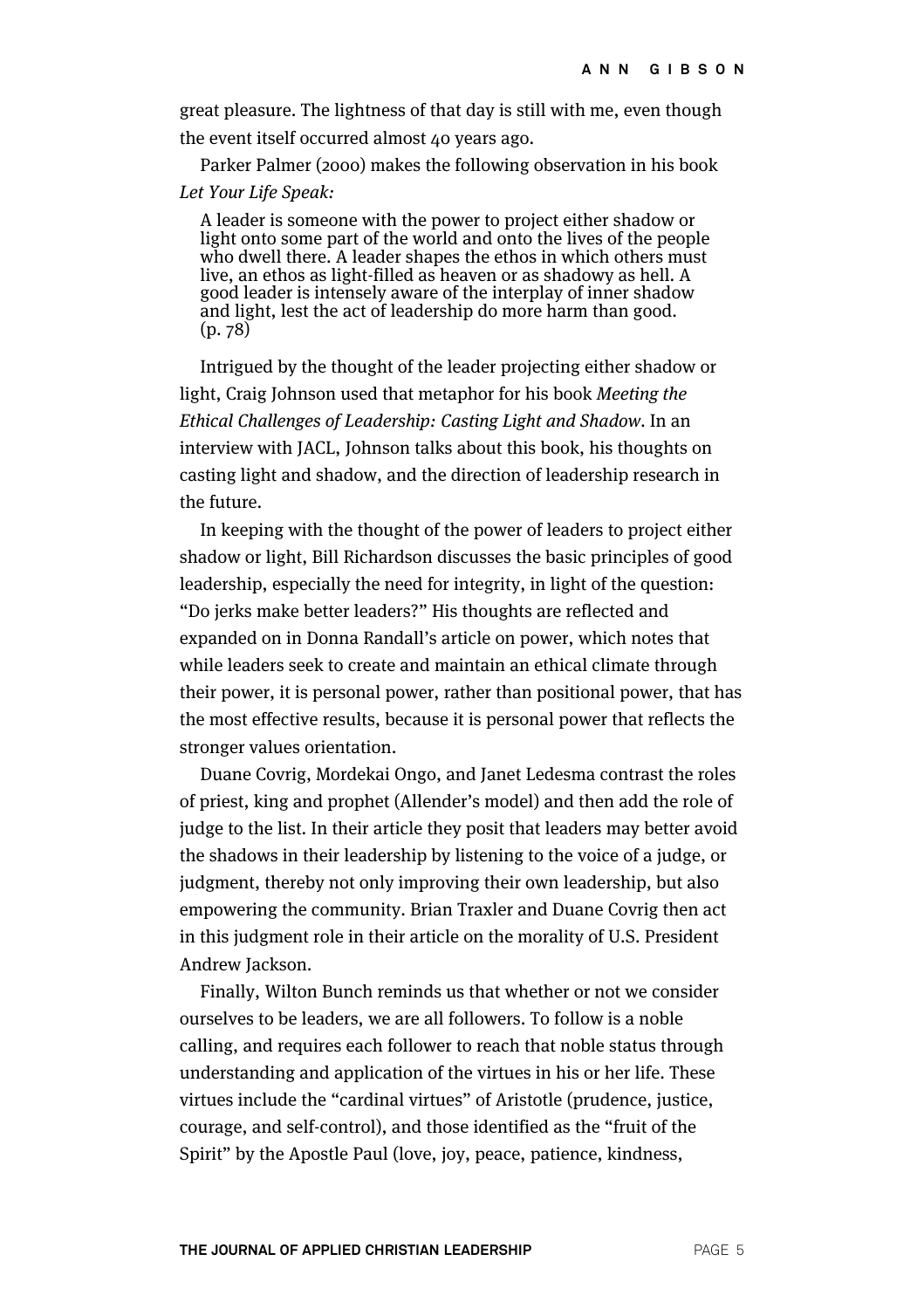great pleasure. The lightness of that day is still with me, even though the event itself occurred almost 40 years ago.

Parker Palmer (2000) makes the following observation in his book *Let Your Life Speak:*

> A leader is someone with the power to project either shadow or light onto some part of the world and onto the lives of the people who dwell there. A leader shapes the ethos in which others must live, an ethos as light-filled as heaven or as shadowy as hell. A good leader is intensely aware of the interplay of inner shadow and light, lest the act of leadership do more harm than good. (p. 78)

Intrigued by the thought of the leader projecting either shadow or light, Craig Johnson used that metaphor for his book *Meeting the Ethical Challenges of Leadership: Casting Light and Shadow*. In an interview with JACL, Johnson talks about this book, his thoughts on casting light and shadow, and the direction of leadership research in the future.

In keeping with the thought of the power of leaders to project either shadow or light, Bill Richardson discusses the basic principles of good leadership, especially the need for integrity, in light of the question: "Do jerks make better leaders?" His thoughts are reflected and expanded on in Donna Randall's article on power, which notes that while leaders seek to create and maintain an ethical climate through their power, it is personal power, rather than positional power, that has the most effective results, because it is personal power that reflects the stronger values orientation.

Duane Covrig, Mordekai Ongo, and Janet Ledesma contrast the roles of priest, king and prophet (Allender's model) and then add the role of judge to the list. In their article they posit that leaders may better avoid the shadows in their leadership by listening to the voice of a judge, or judgment, thereby not only improving their own leadership, but also empowering the community. Brian Traxler and Duane Covrig then act in this judgment role in their article on the morality of U.S. President Andrew Jackson.

Finally, Wilton Bunch reminds us that whether or not we consider ourselves to be leaders, we are all followers. To follow is a noble calling, and requires each follower to reach that noble status through understanding and application of the virtues in his or her life. These virtues include the "cardinal virtues" of Aristotle (prudence, justice, courage, and self-control), and those identified as the "fruit of the Spirit" by the Apostle Paul (love, joy, peace, patience, kindness,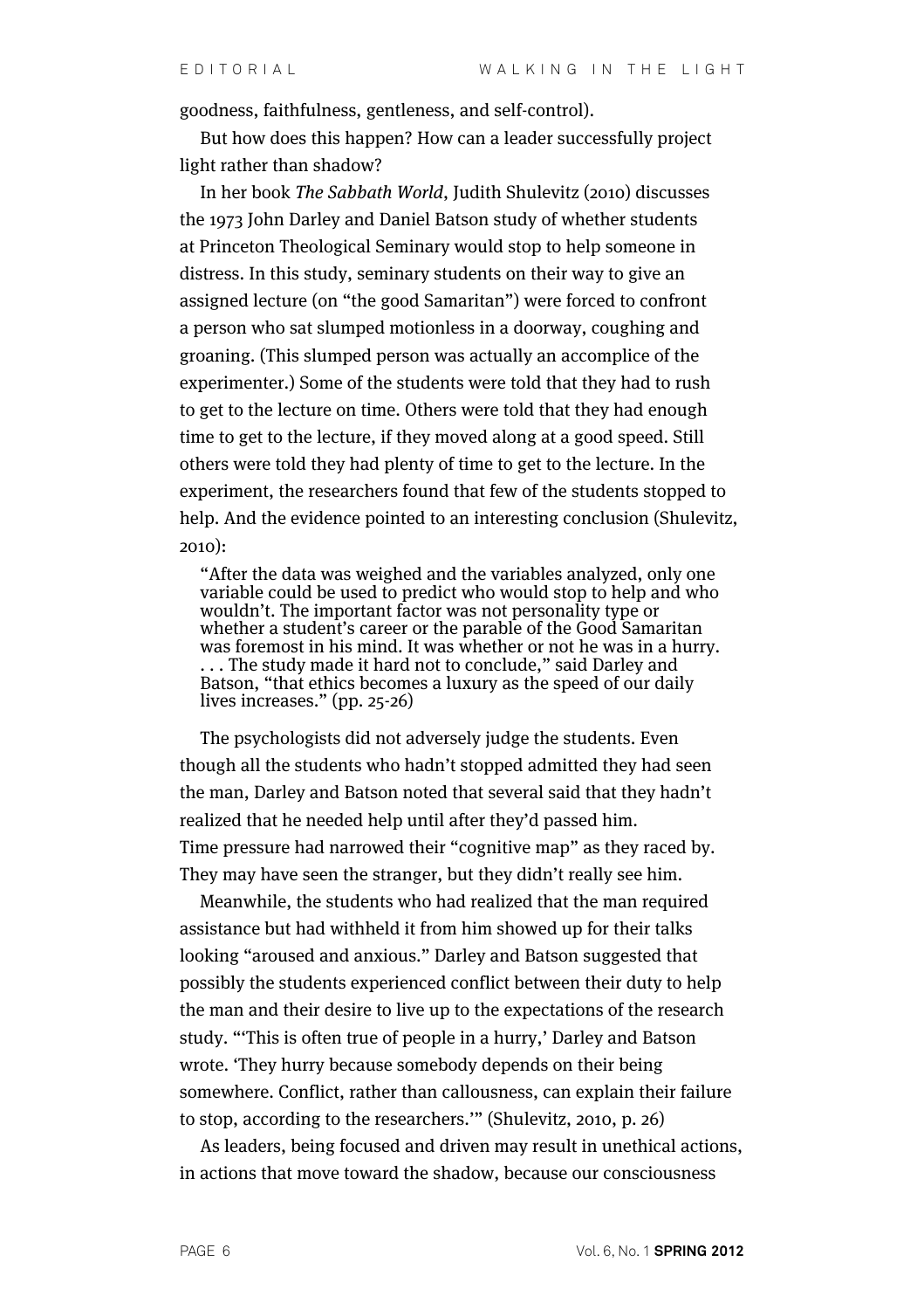goodness, faithfulness, gentleness, and self-control).

But how does this happen? How can a leader successfully project light rather than shadow?

In her book *The Sabbath World*, Judith Shulevitz (2010) discusses the 1973 John Darley and Daniel Batson study of whether students at Princeton Theological Seminary would stop to help someone in distress. In this study, seminary students on their way to give an assigned lecture (on "the good Samaritan") were forced to confront a person who sat slumped motionless in a doorway, coughing and groaning. (This slumped person was actually an accomplice of the experimenter.) Some of the students were told that they had to rush to get to the lecture on time. Others were told that they had enough time to get to the lecture, if they moved along at a good speed. Still others were told they had plenty of time to get to the lecture. In the experiment, the researchers found that few of the students stopped to help. And the evidence pointed to an interesting conclusion (Shulevitz, 2010):

> "After the data was weighed and the variables analyzed, only one variable could be used to predict who would stop to help and who wouldn't. The important factor was not personality type or whether a student's career or the parable of the Good Samaritan was foremost in his mind. It was whether or not he was in a hurry. . . . The study made it hard not to conclude," said Darley and Batson, "that ethics becomes a luxury as the speed of our daily lives increases." (pp. 25-26)

The psychologists did not adversely judge the students. Even though all the students who hadn't stopped admitted they had seen the man, Darley and Batson noted that several said that they hadn't realized that he needed help until after they'd passed him. Time pressure had narrowed their "cognitive map" as they raced by. They may have seen the stranger, but they didn't really see him.

Meanwhile, the students who had realized that the man required assistance but had withheld it from him showed up for their talks looking "aroused and anxious." Darley and Batson suggested that possibly the students experienced conflict between their duty to help the man and their desire to live up to the expectations of the research study. "'This is often true of people in a hurry,' Darley and Batson wrote. 'They hurry because somebody depends on their being somewhere. Conflict, rather than callousness, can explain their failure to stop, according to the researchers.'" (Shulevitz, 2010, p. 26)

As leaders, being focused and driven may result in unethical actions, in actions that move toward the shadow, because our consciousness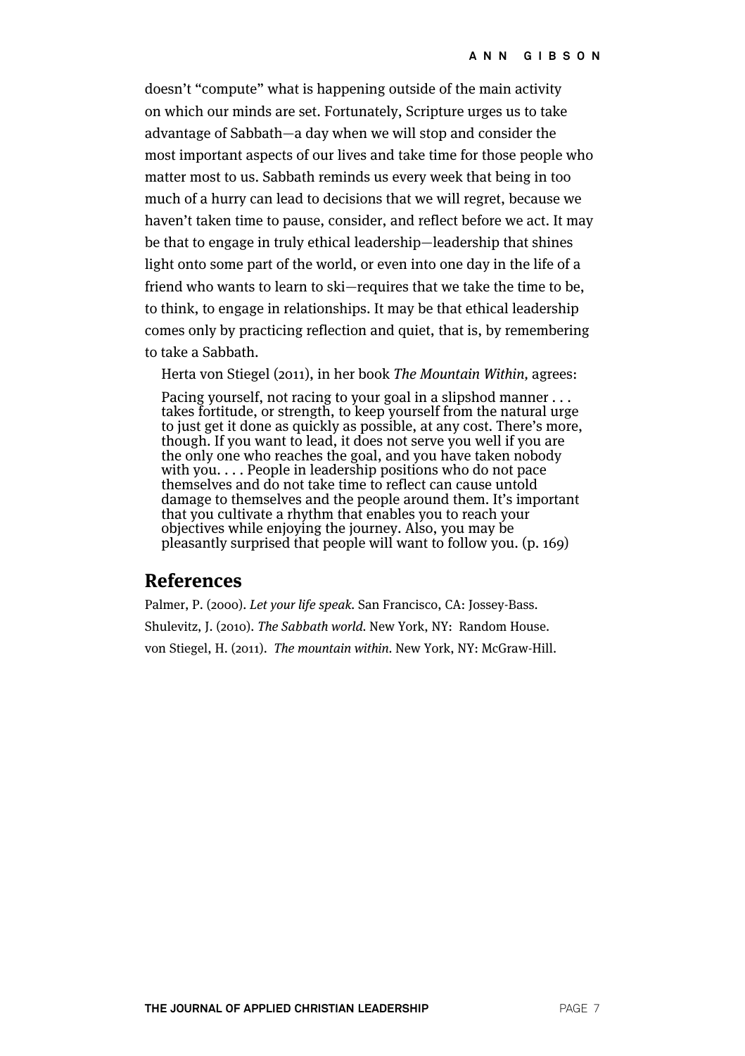doesn't "compute" what is happening outside of the main activity on which our minds are set. Fortunately, Scripture urges us to take advantage of Sabbath—a day when we will stop and consider the most important aspects of our lives and take time for those people who matter most to us. Sabbath reminds us every week that being in too much of a hurry can lead to decisions that we will regret, because we haven't taken time to pause, consider, and reflect before we act. It may be that to engage in truly ethical leadership—leadership that shines light onto some part of the world, or even into one day in the life of a friend who wants to learn to ski—requires that we take the time to be, to think, to engage in relationships. It may be that ethical leadership comes only by practicing reflection and quiet, that is, by remembering to take a Sabbath.

Herta von Stiegel (2011), in her book *The Mountain Within,* agrees:

> Pacing yourself, not racing to your goal in a slipshod manner . . . takes fortitude, or strength, to keep yourself from the natural urge to just get it done as quickly as possible, at any cost. There's more, though. If you want to lead, it does not serve you well if you are the only one who reaches the goal, and you have taken nobody with you. . . . People in leadership positions who do not pace themselves and do not take time to reflect can cause untold damage to themselves and the people around them. It's important that you cultivate a rhythm that enables you to reach your objectives while enjoying the journey. Also, you may be pleasantly surprised that people will want to follow you. (p. 169)

## References

Palmer, P. (2000). *Let your life speak.* San Francisco, CA: Jossey-Bass.

Shulevitz, J. (2010). *The Sabbath world.* New York, NY: Random House.

von Stiegel, H. (2011). *The mountain within.* New York, NY: McGraw-Hill.